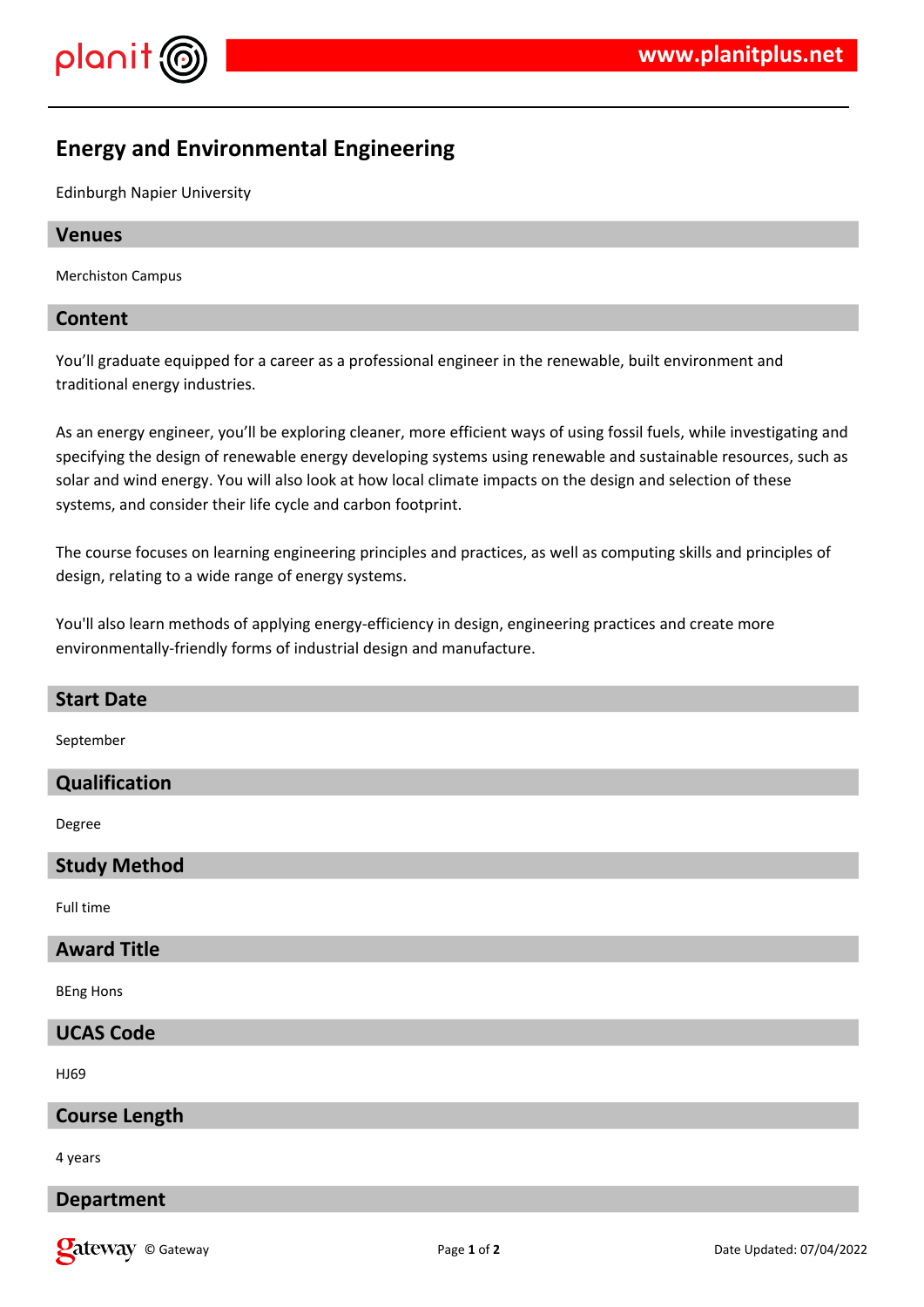# Energy and Environmental Engineering

Edinburgh Napier University

## Venues

Merchiston Campus

## Content

You'll graduate equipped for a career as a professional engineer in the renewable, built environment and traditional energy industries.

As an energy engineer, you'll be exploring cleaner, more efficient ways of using fossil fuels, while investigating and specifying the design of renewable energy developing systems using renewable and sustainable resources, such as solar and wind energy. You will also look at how local climate impacts on the design and selection of these systems, and consider their life cycle and carbon footprint.

The course focuses on learning engineering principles and practices, as well as computing skills and principles of design, relating to a wide range of energy systems.

You'll also learn methods of applying energy-efficiency in design, engineering practices and create more environmentally-friendly forms of industrial design and manufacture.

## Start Date

September

## Qualification

Degree

## Study Method

Full time

## Award Title

BEng Hons

## UCAS Code

HJ69

## Course Length

4 years

## Department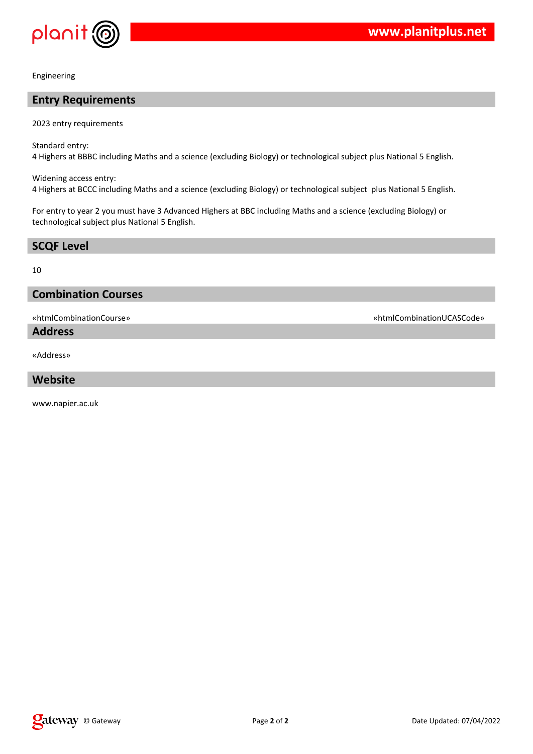Engineering

## Entry Requirements

2023 entry requirements

Standard entry:
4 Highers at BBBC including Maths and a science (excluding Biology) or technological subject plus National 5 English.

Widening access entry:
4 Highers at BCCC including Maths and a science (excluding Biology) or technological subject plus National 5 English.

For entry to year 2 you must have 3 Advanced Highers at BBC including Maths and a science (excluding Biology) or technological subject plus National 5 English.

## SCQF Level

10

## Combination Courses

«htmlCombinationCourse» «htmlCombinationUCASCode»

## Address

«Address»

## Website

www.napier.ac.uk